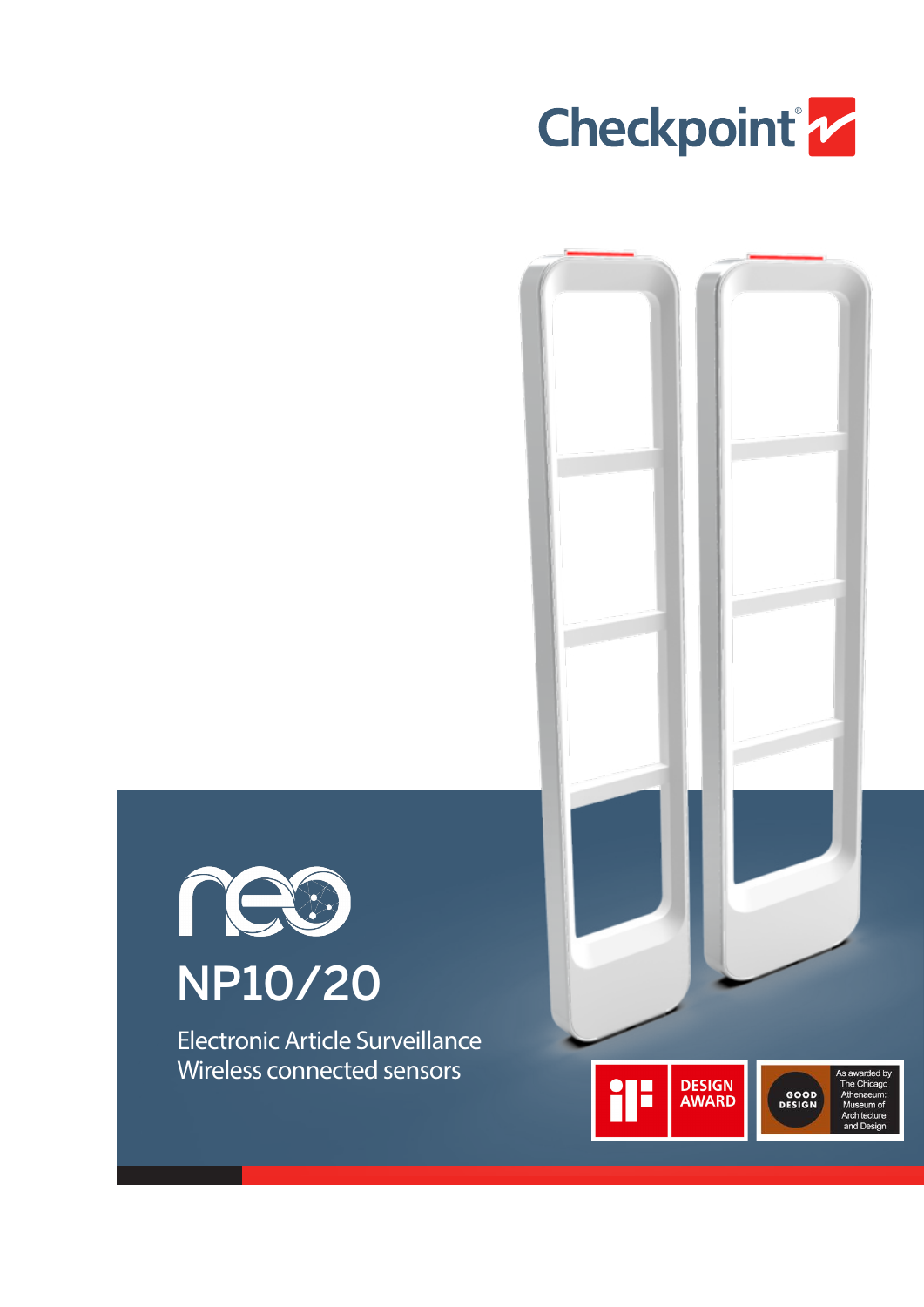Checkpoint

neo

# NP10/20

Electronic Article Surveillance
Wireless connected sensors

iF DESIGN AWARD

GOOD DESIGN — As awarded by The Chicago Athenaeum: Museum of Architecture and Design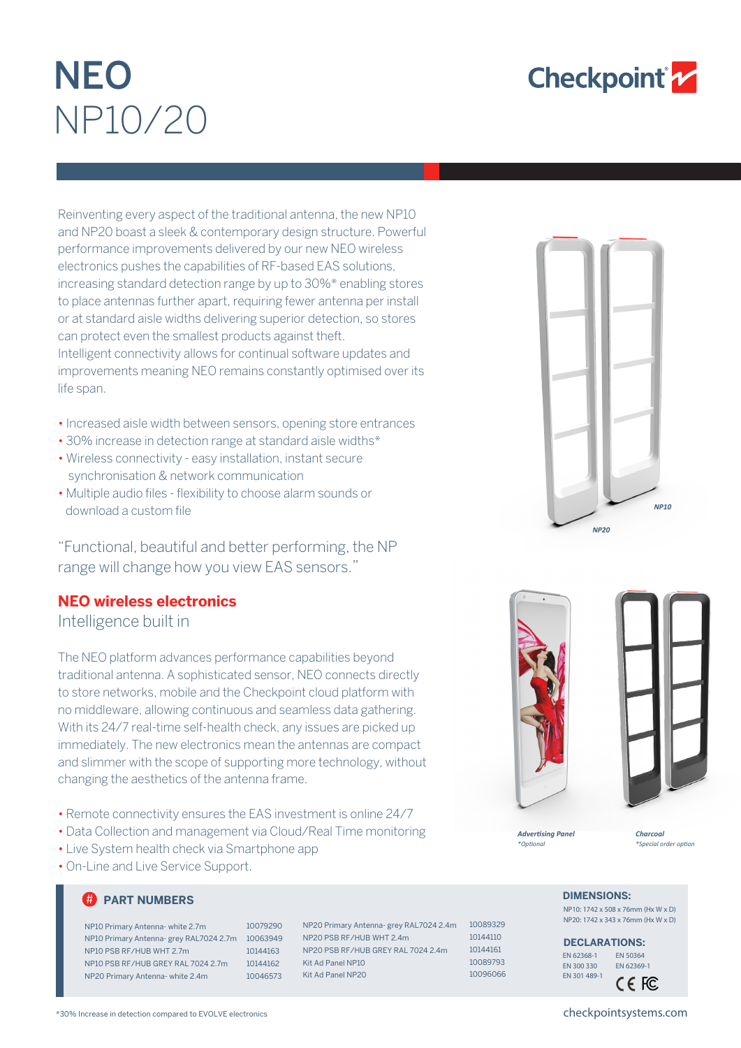# NEO
# NP10/20

Checkpoint

Reinventing every aspect of the traditional antenna, the new NP10 and NP20 boast a sleek & contemporary design structure. Powerful performance improvements delivered by our new NEO wireless electronics pushes the capabilities of RF-based EAS solutions, increasing standard detection range by up to 30%* enabling stores to place antennas further apart, requiring fewer antenna per install or at standard aisle widths delivering superior detection, so stores can protect even the smallest products against theft. Intelligent connectivity allows for continual software updates and improvements meaning NEO remains constantly optimised over its life span.

- Increased aisle width between sensors, opening store entrances
- 30% increase in detection range at standard aisle widths*
- Wireless connectivity - easy installation, instant secure synchronisation & network communication
- Multiple audio files - flexibility to choose alarm sounds or download a custom file

"Functional, beautiful and better performing, the NP range will change how you view EAS sensors."

## NEO wireless electronics

Intelligence built in

The NEO platform advances performance capabilities beyond traditional antenna. A sophisticated sensor, NEO connects directly to store networks, mobile and the Checkpoint cloud platform with no middleware, allowing continuous and seamless data gathering. With its 24/7 real-time self-health check, any issues are picked up immediately. The new electronics mean the antennas are compact and slimmer with the scope of supporting more technology, without changing the aesthetics of the antenna frame.

- Remote connectivity ensures the EAS investment is online 24/7
- Data Collection and management via Cloud/Real Time monitoring
- Live System health check via Smartphone app
- On-Line and Live Service Support.

*NP10*

*NP20*

***Advertising Panel***
*\*Optional*

***Charcoal***
*\*Special order option*

## PART NUMBERS

| | |
|---|---|
| NP10 Primary Antenna- white 2.7m | 10079290 |
| NP10 Primary Antenna- grey RAL7024 2.7m | 10063949 |
| NP10 PSB RF/HUB WHT 2.7m | 10144163 |
| NP10 PSB RF/HUB GREY RAL 7024 2.7m | 10144162 |
| NP20 Primary Antenna- white 2.4m | 10046573 |
| NP20 Primary Antenna- grey RAL7024 2.4m | 10089329 |
| NP20 PSB RF/HUB WHT 2.4m | 10144110 |
| NP20 PSB RF/HUB GREY RAL 7024 2.4m | 10144161 |
| Kit Ad Panel NP10 | 10089793 |
| Kit Ad Panel NP20 | 10096066 |

## DIMENSIONS:

NP10: 1742 x 508 x 76mm (Hx W x D)
NP20: 1742 x 343 x 76mm (Hx W x D)

## DECLARATIONS:

EN 62368-1
EN 300 330
EN 301 489-1
EN 50364
EN 62369-1

CE FC

\*30% Increase in detection compared to EVOLVE electronics

checkpointsystems.com